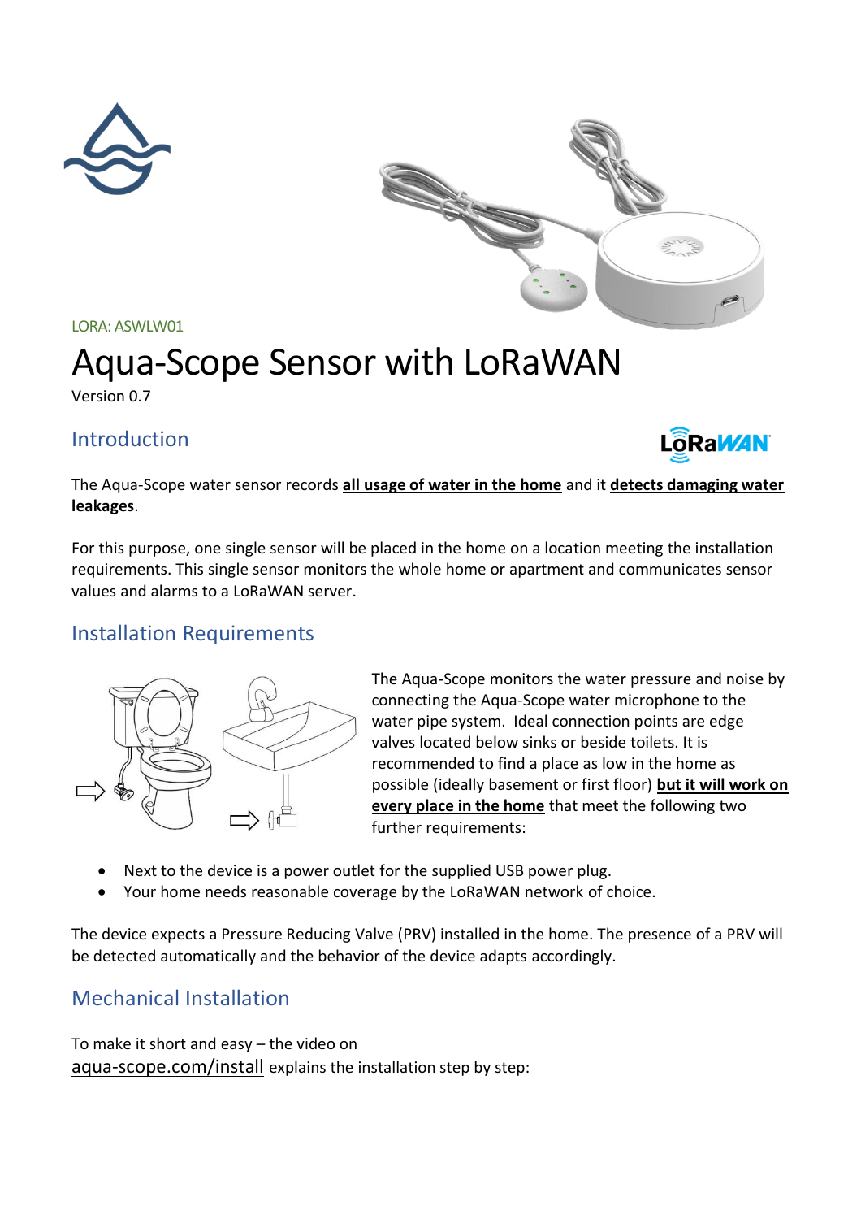LORA: ASWLW01

# Aqua-Scope Sensor with LoRaWAN

Version 0.7

## Introduction

The Aqua-Scope water sensor records **all usage of water in the home** and it **detects damaging water leakages**.

For this purpose, one single sensor will be placed in the home on a location meeting the installation requirements. This single sensor monitors the whole home or apartment and communicates sensor values and alarms to a LoRaWAN server.

## Installation Requirements

The Aqua-Scope monitors the water pressure and noise by connecting the Aqua-Scope water microphone to the water pipe system. Ideal connection points are edge valves located below sinks or beside toilets. It is recommended to find a place as low in the home as possible (ideally basement or first floor) **but it will work on every place in the home** that meet the following two further requirements:

- Next to the device is a power outlet for the supplied USB power plug.
- Your home needs reasonable coverage by the LoRaWAN network of choice.

The device expects a Pressure Reducing Valve (PRV) installed in the home. The presence of a PRV will be detected automatically and the behavior of the device adapts accordingly.

## Mechanical Installation

To make it short and easy – the video on aqua-scope.com/install explains the installation step by step: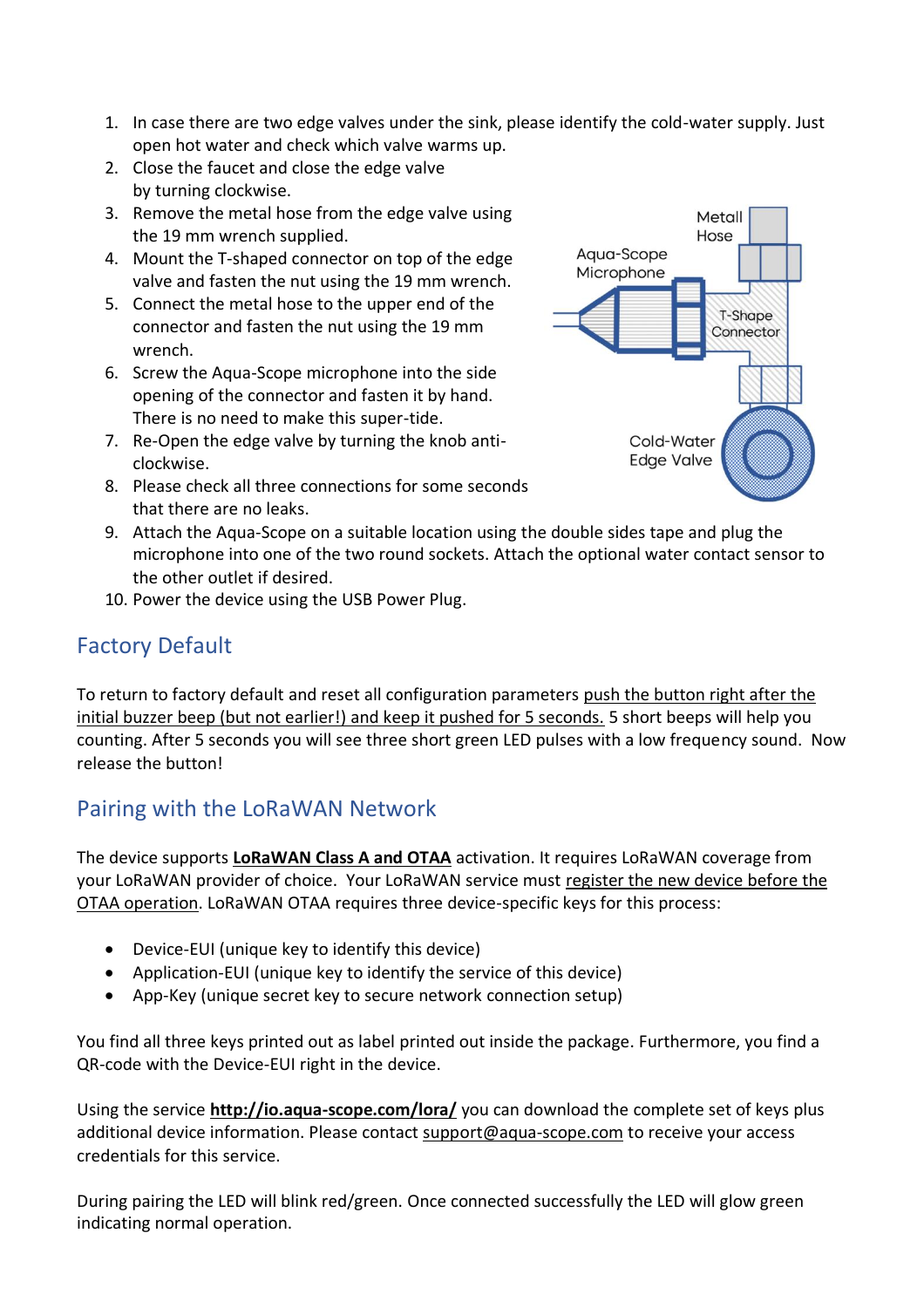1. In case there are two edge valves under the sink, please identify the cold-water supply. Just open hot water and check which valve warms up.
2. Close the faucet and close the edge valve by turning clockwise.
3. Remove the metal hose from the edge valve using the 19 mm wrench supplied.
4. Mount the T-shaped connector on top of the edge valve and fasten the nut using the 19 mm wrench.
5. Connect the metal hose to the upper end of the connector and fasten the nut using the 19 mm wrench.
6. Screw the Aqua-Scope microphone into the side opening of the connector and fasten it by hand. There is no need to make this super-tide.
7. Re-Open the edge valve by turning the knob anti-clockwise.
8. Please check all three connections for some seconds that there are no leaks.
9. Attach the Aqua-Scope on a suitable location using the double sides tape and plug the microphone into one of the two round sockets. Attach the optional water contact sensor to the other outlet if desired.
10. Power the device using the USB Power Plug.

Metall Hose

Aqua-Scope Microphone

T-Shape Connector

Cold-Water Edge Valve

## Factory Default

To return to factory default and reset all configuration parameters push the button right after the initial buzzer beep (but not earlier!) and keep it pushed for 5 seconds. 5 short beeps will help you counting. After 5 seconds you will see three short green LED pulses with a low frequency sound. Now release the button!

## Pairing with the LoRaWAN Network

The device supports **LoRaWAN Class A and OTAA** activation. It requires LoRaWAN coverage from your LoRaWAN provider of choice. Your LoRaWAN service must register the new device before the OTAA operation. LoRaWAN OTAA requires three device-specific keys for this process:

- Device-EUI (unique key to identify this device)
- Application-EUI (unique key to identify the service of this device)
- App-Key (unique secret key to secure network connection setup)

You find all three keys printed out as label printed out inside the package. Furthermore, you find a QR-code with the Device-EUI right in the device.

Using the service **http://io.aqua-scope.com/lora/** you can download the complete set of keys plus additional device information. Please contact support@aqua-scope.com to receive your access credentials for this service.

During pairing the LED will blink red/green. Once connected successfully the LED will glow green indicating normal operation.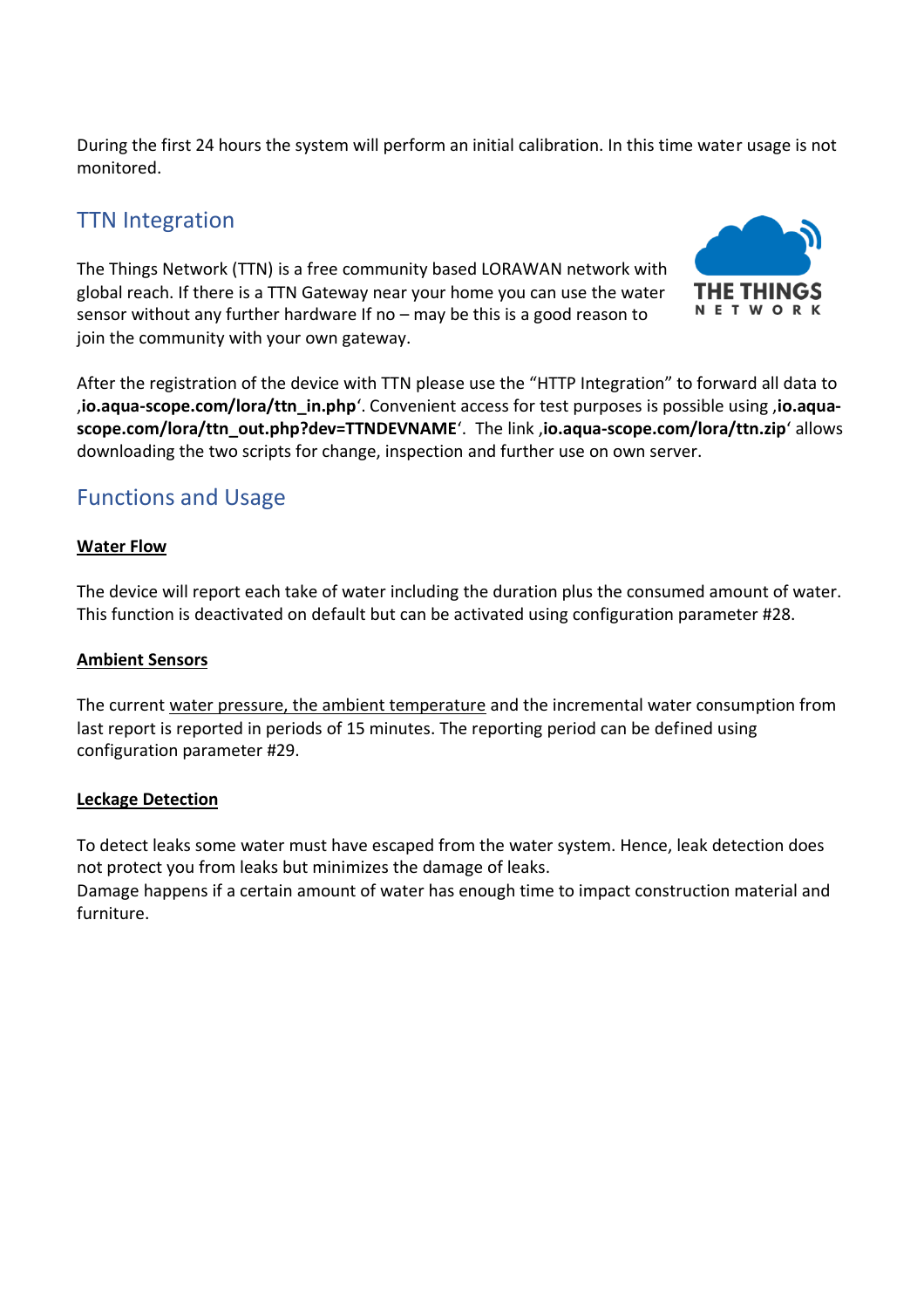During the first 24 hours the system will perform an initial calibration. In this time water usage is not monitored.

## TTN Integration

The Things Network (TTN) is a free community based LORAWAN network with global reach. If there is a TTN Gateway near your home you can use the water sensor without any further hardware If no – may be this is a good reason to join the community with your own gateway.

After the registration of the device with TTN please use the "HTTP Integration" to forward all data to ‚**io.aqua-scope.com/lora/ttn_in.php**'. Convenient access for test purposes is possible using ‚**io.aqua-scope.com/lora/ttn_out.php?dev=TTNDEVNAME**'. The link ‚**io.aqua-scope.com/lora/ttn.zip**' allows downloading the two scripts for change, inspection and further use on own server.

## Functions and Usage

### Water Flow

The device will report each take of water including the duration plus the consumed amount of water. This function is deactivated on default but can be activated using configuration parameter #28.

### Ambient Sensors

The current water pressure, the ambient temperature and the incremental water consumption from last report is reported in periods of 15 minutes. The reporting period can be defined using configuration parameter #29.

### Leckage Detection

To detect leaks some water must have escaped from the water system. Hence, leak detection does not protect you from leaks but minimizes the damage of leaks.
Damage happens if a certain amount of water has enough time to impact construction material and furniture.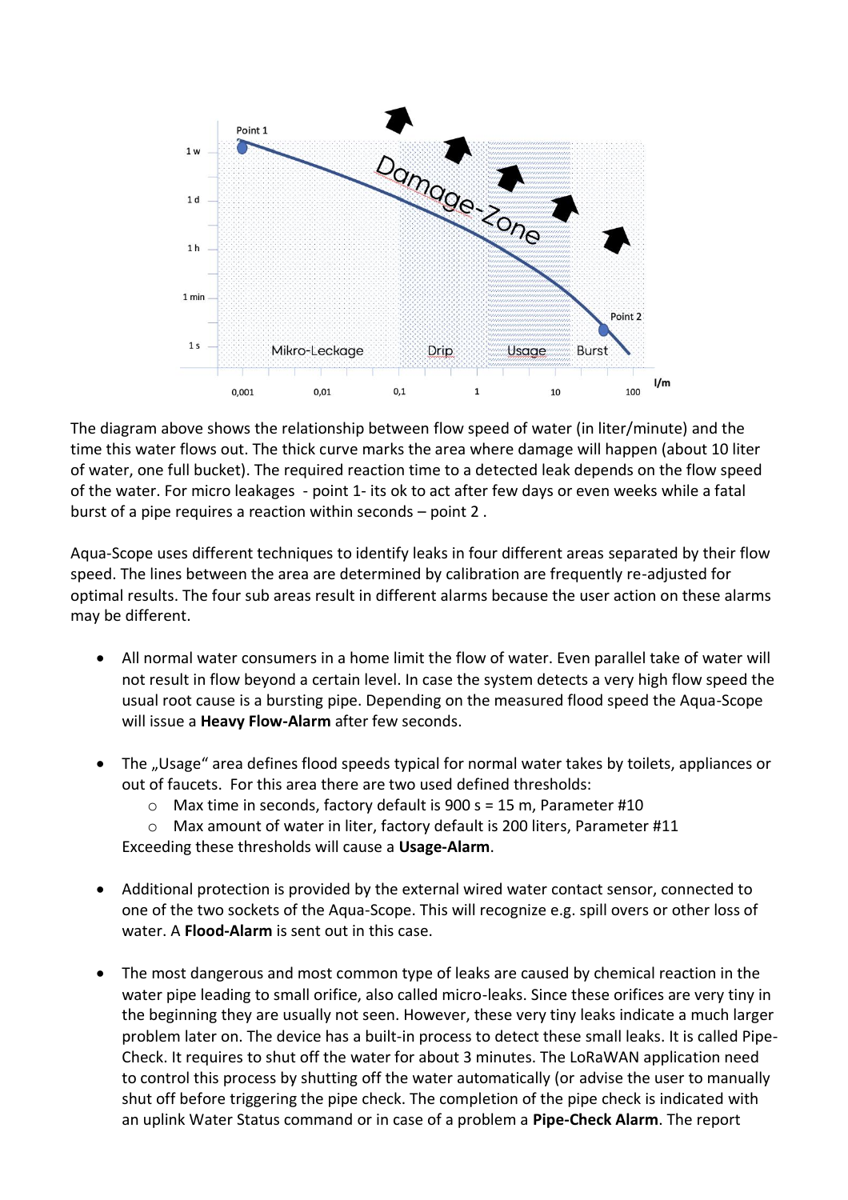The diagram above shows the relationship between flow speed of water (in liter/minute) and the time this water flows out. The thick curve marks the area where damage will happen (about 10 liter of water, one full bucket). The required reaction time to a detected leak depends on the flow speed of the water. For micro leakages - point 1- its ok to act after few days or even weeks while a fatal burst of a pipe requires a reaction within seconds – point 2 .

Aqua-Scope uses different techniques to identify leaks in four different areas separated by their flow speed. The lines between the area are determined by calibration are frequently re-adjusted for optimal results. The four sub areas result in different alarms because the user action on these alarms may be different.

- All normal water consumers in a home limit the flow of water. Even parallel take of water will not result in flow beyond a certain level. In case the system detects a very high flow speed the usual root cause is a bursting pipe. Depending on the measured flood speed the Aqua-Scope will issue a **Heavy Flow-Alarm** after few seconds.

- The „Usage" area defines flood speeds typical for normal water takes by toilets, appliances or out of faucets. For this area there are two used defined thresholds:
  - Max time in seconds, factory default is 900 s = 15 m, Parameter #10
  - Max amount of water in liter, factory default is 200 liters, Parameter #11

  Exceeding these thresholds will cause a **Usage-Alarm**.

- Additional protection is provided by the external wired water contact sensor, connected to one of the two sockets of the Aqua-Scope. This will recognize e.g. spill overs or other loss of water. A **Flood-Alarm** is sent out in this case.

- The most dangerous and most common type of leaks are caused by chemical reaction in the water pipe leading to small orifice, also called micro-leaks. Since these orifices are very tiny in the beginning they are usually not seen. However, these very tiny leaks indicate a much larger problem later on. The device has a built-in process to detect these small leaks. It is called Pipe-Check. It requires to shut off the water for about 3 minutes. The LoRaWAN application need to control this process by shutting off the water automatically (or advise the user to manually shut off before triggering the pipe check. The completion of the pipe check is indicated with an uplink Water Status command or in case of a problem a **Pipe-Check Alarm**. The report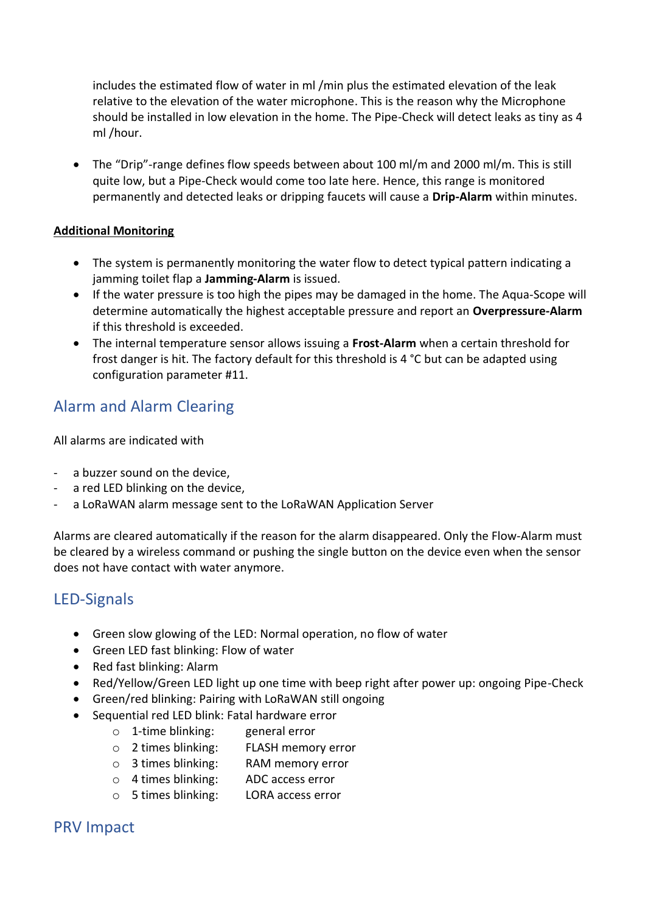includes the estimated flow of water in ml /min plus the estimated elevation of the leak relative to the elevation of the water microphone. This is the reason why the Microphone should be installed in low elevation in the home. The Pipe-Check will detect leaks as tiny as 4 ml /hour.

- The "Drip"-range defines flow speeds between about 100 ml/m and 2000 ml/m. This is still quite low, but a Pipe-Check would come too late here. Hence, this range is monitored permanently and detected leaks or dripping faucets will cause a **Drip-Alarm** within minutes.

**Additional Monitoring**

- The system is permanently monitoring the water flow to detect typical pattern indicating a jamming toilet flap a **Jamming-Alarm** is issued.
- If the water pressure is too high the pipes may be damaged in the home. The Aqua-Scope will determine automatically the highest acceptable pressure and report an **Overpressure-Alarm** if this threshold is exceeded.
- The internal temperature sensor allows issuing a **Frost-Alarm** when a certain threshold for frost danger is hit. The factory default for this threshold is 4 °C but can be adapted using configuration parameter #11.

## Alarm and Alarm Clearing

All alarms are indicated with

- a buzzer sound on the device,
- a red LED blinking on the device,
- a LoRaWAN alarm message sent to the LoRaWAN Application Server

Alarms are cleared automatically if the reason for the alarm disappeared. Only the Flow-Alarm must be cleared by a wireless command or pushing the single button on the device even when the sensor does not have contact with water anymore.

## LED-Signals

- Green slow glowing of the LED: Normal operation, no flow of water
- Green LED fast blinking: Flow of water
- Red fast blinking: Alarm
- Red/Yellow/Green LED light up one time with beep right after power up: ongoing Pipe-Check
- Green/red blinking: Pairing with LoRaWAN still ongoing
- Sequential red LED blink: Fatal hardware error
  - 1-time blinking: general error
  - 2 times blinking: FLASH memory error
  - 3 times blinking: RAM memory error
  - 4 times blinking: ADC access error
  - 5 times blinking: LORA access error

## PRV Impact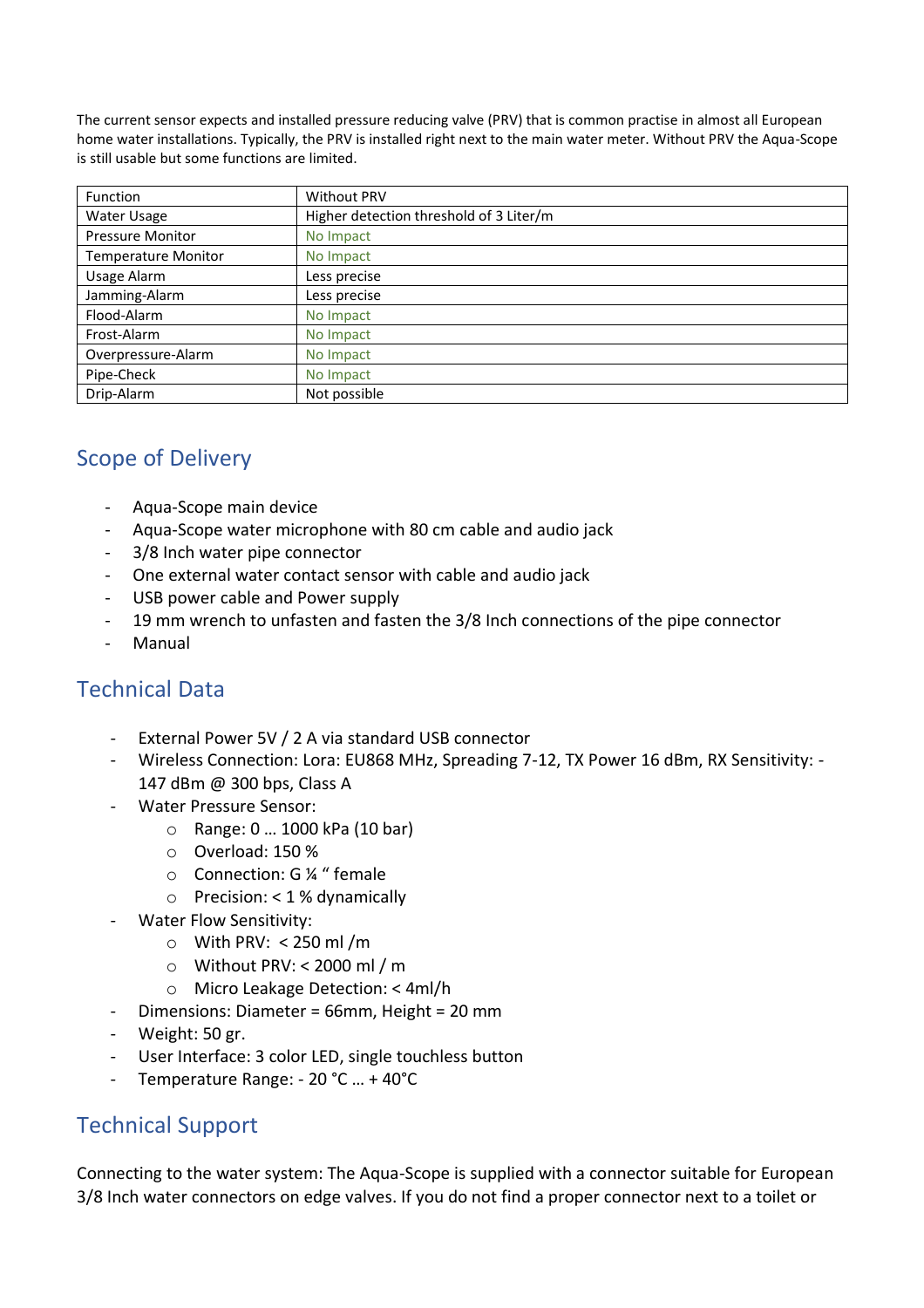The current sensor expects and installed pressure reducing valve (PRV) that is common practise in almost all European home water installations. Typically, the PRV is installed right next to the main water meter. Without PRV the Aqua-Scope is still usable but some functions are limited.

| Function | Without PRV |
| --- | --- |
| Water Usage | Higher detection threshold of 3 Liter/m |
| Pressure Monitor | No Impact |
| Temperature Monitor | No Impact |
| Usage Alarm | Less precise |
| Jamming-Alarm | Less precise |
| Flood-Alarm | No Impact |
| Frost-Alarm | No Impact |
| Overpressure-Alarm | No Impact |
| Pipe-Check | No Impact |
| Drip-Alarm | Not possible |

## Scope of Delivery

- Aqua-Scope main device
- Aqua-Scope water microphone with 80 cm cable and audio jack
- 3/8 Inch water pipe connector
- One external water contact sensor with cable and audio jack
- USB power cable and Power supply
- 19 mm wrench to unfasten and fasten the 3/8 Inch connections of the pipe connector
- Manual

## Technical Data

- External Power 5V / 2 A via standard USB connector
- Wireless Connection: Lora: EU868 MHz, Spreading 7-12, TX Power 16 dBm, RX Sensitivity: -147 dBm @ 300 bps, Class A
- Water Pressure Sensor:
  - Range: 0 … 1000 kPa (10 bar)
  - Overload: 150 %
  - Connection: G ¼ " female
  - Precision: < 1 % dynamically
- Water Flow Sensitivity:
  - With PRV: < 250 ml /m
  - Without PRV: < 2000 ml / m
  - Micro Leakage Detection: < 4ml/h
- Dimensions: Diameter = 66mm, Height = 20 mm
- Weight: 50 gr.
- User Interface: 3 color LED, single touchless button
- Temperature Range: - 20 °C … + 40°C

## Technical Support

Connecting to the water system: The Aqua-Scope is supplied with a connector suitable for European 3/8 Inch water connectors on edge valves. If you do not find a proper connector next to a toilet or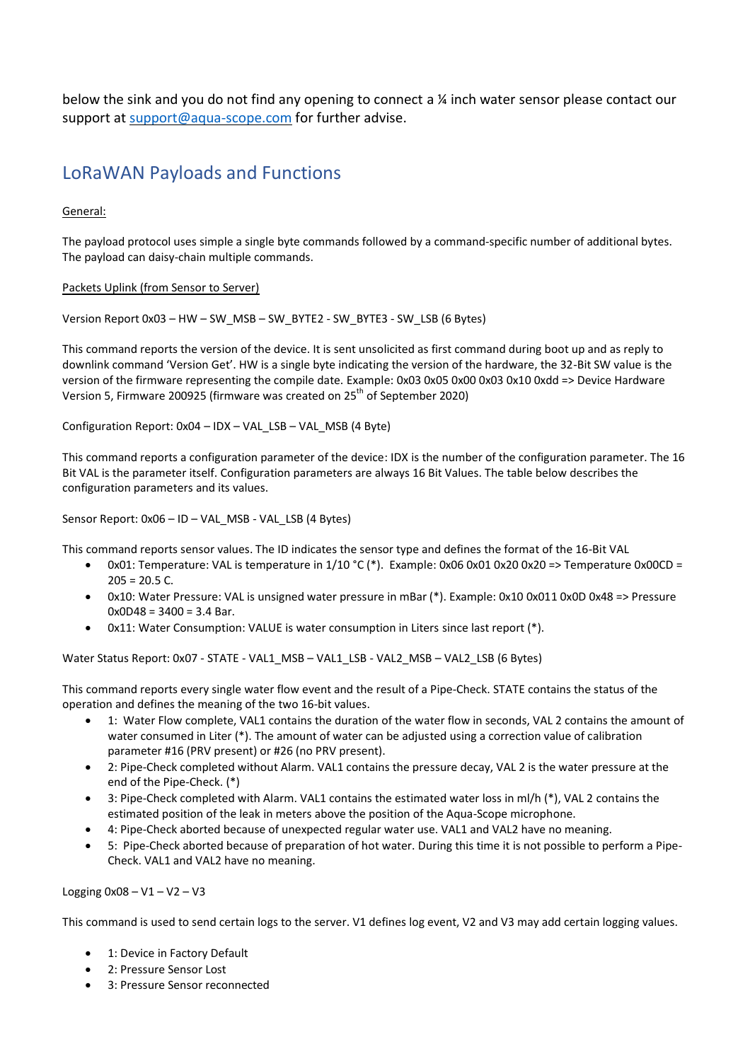below the sink and you do not find any opening to connect a ¼ inch water sensor please contact our support at [support@aqua-scope.com](mailto:support@aqua-scope.com) for further advise.

## LoRaWAN Payloads and Functions

General:

The payload protocol uses simple a single byte commands followed by a command-specific number of additional bytes. The payload can daisy-chain multiple commands.

Packets Uplink (from Sensor to Server)

Version Report 0x03 – HW – SW_MSB – SW_BYTE2 - SW_BYTE3 - SW_LSB (6 Bytes)

This command reports the version of the device. It is sent unsolicited as first command during boot up and as reply to downlink command 'Version Get'. HW is a single byte indicating the version of the hardware, the 32-Bit SW value is the version of the firmware representing the compile date. Example: 0x03 0x05 0x00 0x03 0x10 0xdd => Device Hardware Version 5, Firmware 200925 (firmware was created on $25^{th}$ of September 2020)

Configuration Report: 0x04 – IDX – VAL_LSB – VAL_MSB (4 Byte)

This command reports a configuration parameter of the device: IDX is the number of the configuration parameter. The 16 Bit VAL is the parameter itself. Configuration parameters are always 16 Bit Values. The table below describes the configuration parameters and its values.

Sensor Report: 0x06 – ID – VAL_MSB - VAL_LSB (4 Bytes)

This command reports sensor values. The ID indicates the sensor type and defines the format of the 16-Bit VAL

- 0x01: Temperature: VAL is temperature in 1/10 °C (*). Example: 0x06 0x01 0x20 0x20 => Temperature 0x00CD = 205 = 20.5 C.
- 0x10: Water Pressure: VAL is unsigned water pressure in mBar (*). Example: 0x10 0x011 0x0D 0x48 => Pressure 0x0D48 = 3400 = 3.4 Bar.
- 0x11: Water Consumption: VALUE is water consumption in Liters since last report (*).

Water Status Report: 0x07 - STATE - VAL1_MSB – VAL1_LSB - VAL2_MSB – VAL2_LSB (6 Bytes)

This command reports every single water flow event and the result of a Pipe-Check. STATE contains the status of the operation and defines the meaning of the two 16-bit values.

- 1: Water Flow complete, VAL1 contains the duration of the water flow in seconds, VAL 2 contains the amount of water consumed in Liter (*). The amount of water can be adjusted using a correction value of calibration parameter #16 (PRV present) or #26 (no PRV present).
- 2: Pipe-Check completed without Alarm. VAL1 contains the pressure decay, VAL 2 is the water pressure at the end of the Pipe-Check. (*)
- 3: Pipe-Check completed with Alarm. VAL1 contains the estimated water loss in ml/h (*), VAL 2 contains the estimated position of the leak in meters above the position of the Aqua-Scope microphone.
- 4: Pipe-Check aborted because of unexpected regular water use. VAL1 and VAL2 have no meaning.
- 5: Pipe-Check aborted because of preparation of hot water. During this time it is not possible to perform a Pipe-Check. VAL1 and VAL2 have no meaning.

Logging 0x08 – V1 – V2 – V3

This command is used to send certain logs to the server. V1 defines log event, V2 and V3 may add certain logging values.

- 1: Device in Factory Default
- 2: Pressure Sensor Lost
- 3: Pressure Sensor reconnected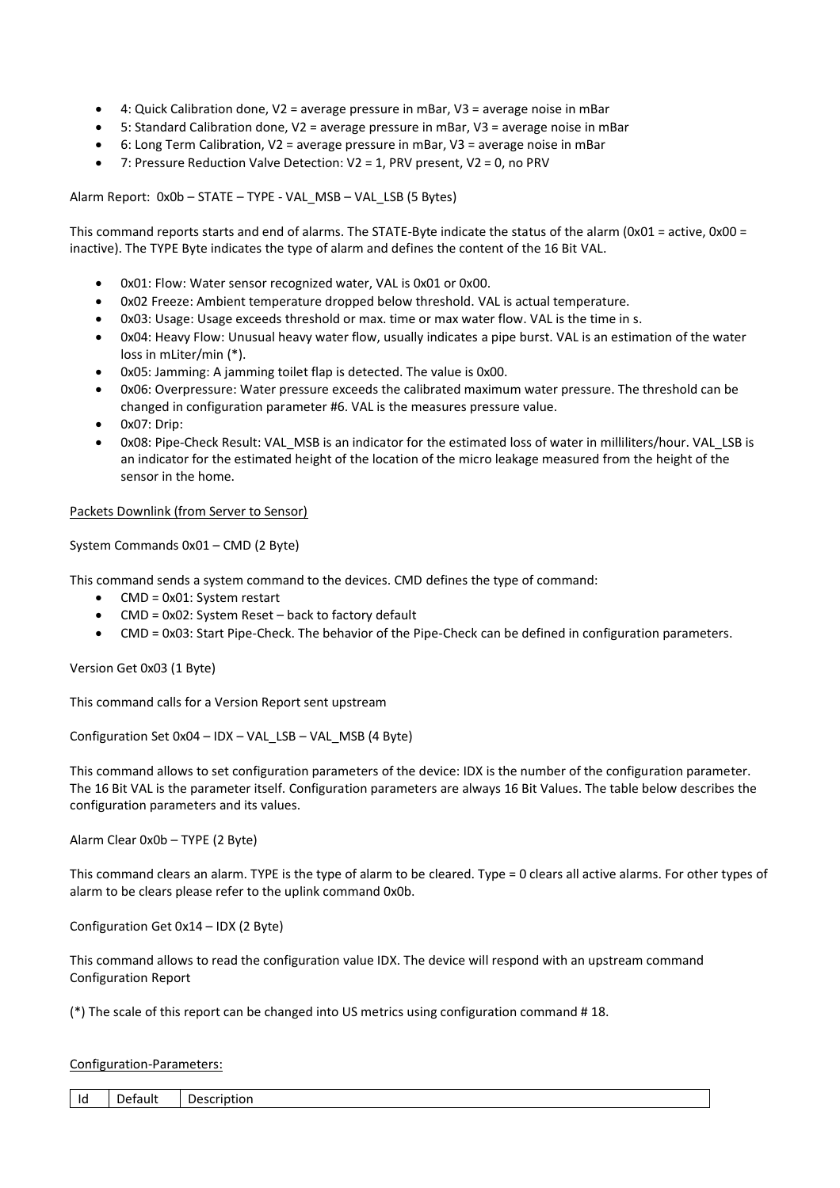- 4: Quick Calibration done, V2 = average pressure in mBar, V3 = average noise in mBar
- 5: Standard Calibration done, V2 = average pressure in mBar, V3 = average noise in mBar
- 6: Long Term Calibration, V2 = average pressure in mBar, V3 = average noise in mBar
- 7: Pressure Reduction Valve Detection: V2 = 1, PRV present, V2 = 0, no PRV

Alarm Report: 0x0b – STATE – TYPE - VAL_MSB – VAL_LSB (5 Bytes)

This command reports starts and end of alarms. The STATE-Byte indicate the status of the alarm (0x01 = active, 0x00 = inactive). The TYPE Byte indicates the type of alarm and defines the content of the 16 Bit VAL.

- 0x01: Flow: Water sensor recognized water, VAL is 0x01 or 0x00.
- 0x02 Freeze: Ambient temperature dropped below threshold. VAL is actual temperature.
- 0x03: Usage: Usage exceeds threshold or max. time or max water flow. VAL is the time in s.
- 0x04: Heavy Flow: Unusual heavy water flow, usually indicates a pipe burst. VAL is an estimation of the water loss in mLiter/min (*).
- 0x05: Jamming: A jamming toilet flap is detected. The value is 0x00.
- 0x06: Overpressure: Water pressure exceeds the calibrated maximum water pressure. The threshold can be changed in configuration parameter #6. VAL is the measures pressure value.
- 0x07: Drip:
- 0x08: Pipe-Check Result: VAL_MSB is an indicator for the estimated loss of water in milliliters/hour. VAL_LSB is an indicator for the estimated height of the location of the micro leakage measured from the height of the sensor in the home.

Packets Downlink (from Server to Sensor)

System Commands 0x01 – CMD (2 Byte)

This command sends a system command to the devices. CMD defines the type of command:

- CMD = 0x01: System restart
- CMD = 0x02: System Reset – back to factory default
- CMD = 0x03: Start Pipe-Check. The behavior of the Pipe-Check can be defined in configuration parameters.

Version Get 0x03 (1 Byte)

This command calls for a Version Report sent upstream

Configuration Set 0x04 – IDX – VAL_LSB – VAL_MSB (4 Byte)

This command allows to set configuration parameters of the device: IDX is the number of the configuration parameter. The 16 Bit VAL is the parameter itself. Configuration parameters are always 16 Bit Values. The table below describes the configuration parameters and its values.

Alarm Clear 0x0b – TYPE (2 Byte)

This command clears an alarm. TYPE is the type of alarm to be cleared. Type = 0 clears all active alarms. For other types of alarm to be clears please refer to the uplink command 0x0b.

Configuration Get 0x14 – IDX (2 Byte)

This command allows to read the configuration value IDX. The device will respond with an upstream command Configuration Report

(*) The scale of this report can be changed into US metrics using configuration command # 18.

Configuration-Parameters:

| Id | Default | Description |
|---|---|---|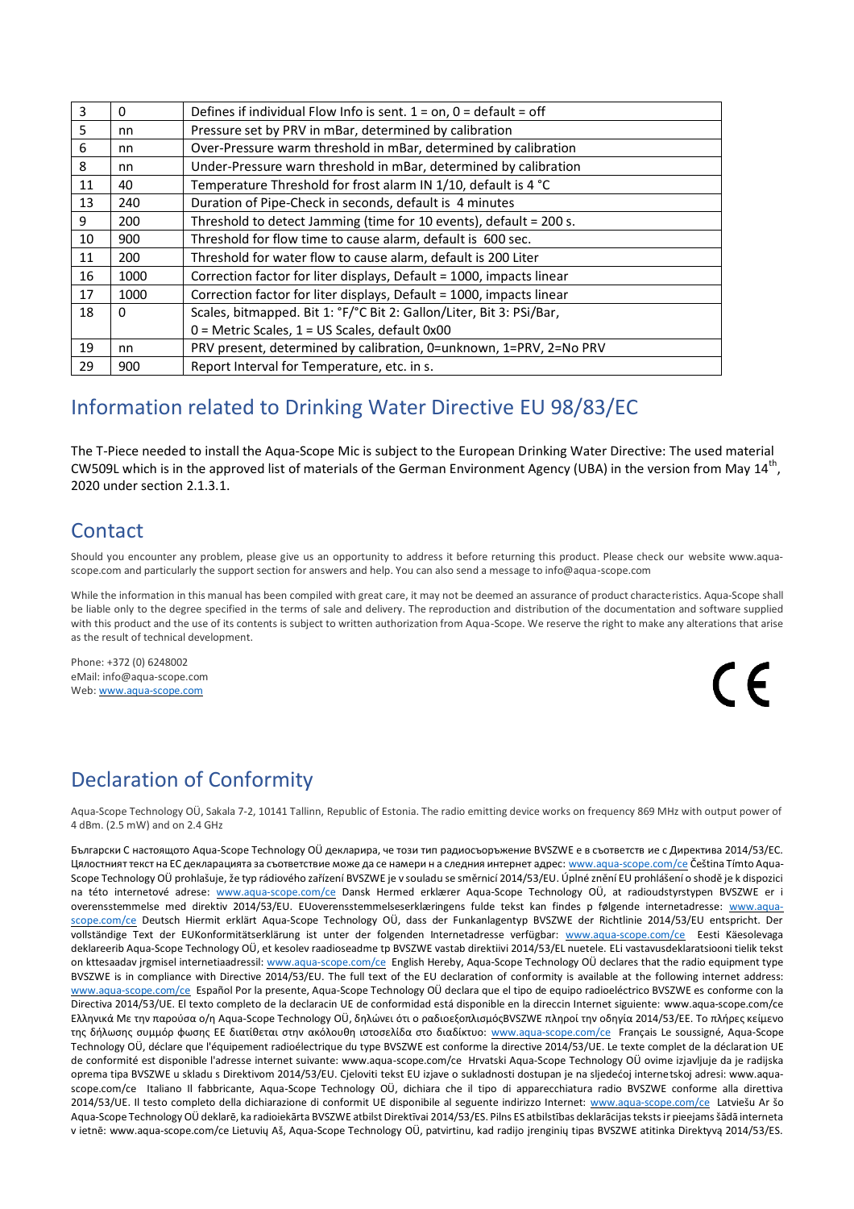| 3 | 0 | Defines if individual Flow Info is sent. 1 = on, 0 = default = off |
|---|---|---|
| 5 | nn | Pressure set by PRV in mBar, determined by calibration |
| 6 | nn | Over-Pressure warm threshold in mBar, determined by calibration |
| 8 | nn | Under-Pressure warn threshold in mBar, determined by calibration |
| 11 | 40 | Temperature Threshold for frost alarm IN 1/10, default is 4 °C |
| 13 | 240 | Duration of Pipe-Check in seconds, default is 4 minutes |
| 9 | 200 | Threshold to detect Jamming (time for 10 events), default = 200 s. |
| 10 | 900 | Threshold for flow time to cause alarm, default is 600 sec. |
| 11 | 200 | Threshold for water flow to cause alarm, default is 200 Liter |
| 16 | 1000 | Correction factor for liter displays, Default = 1000, impacts linear |
| 17 | 1000 | Correction factor for liter displays, Default = 1000, impacts linear |
| 18 | 0 | Scales, bitmapped. Bit 1: °F/°C Bit 2: Gallon/Liter, Bit 3: PSi/Bar, 0 = Metric Scales, 1 = US Scales, default 0x00 |
| 19 | nn | PRV present, determined by calibration, 0=unknown, 1=PRV, 2=No PRV |
| 29 | 900 | Report Interval for Temperature, etc. in s. |

## Information related to Drinking Water Directive EU 98/83/EC

The T-Piece needed to install the Aqua-Scope Mic is subject to the European Drinking Water Directive: The used material CW509L which is in the approved list of materials of the German Environment Agency (UBA) in the version from May 14th, 2020 under section 2.1.3.1.

## Contact

Should you encounter any problem, please give us an opportunity to address it before returning this product. Please check our website www.aqua-scope.com and particularly the support section for answers and help. You can also send a message to info@aqua-scope.com

While the information in this manual has been compiled with great care, it may not be deemed an assurance of product characteristics. Aqua-Scope shall be liable only to the degree specified in the terms of sale and delivery. The reproduction and distribution of the documentation and software supplied with this product and the use of its contents is subject to written authorization from Aqua-Scope. We reserve the right to make any alterations that arise as the result of technical development.

Phone: +372 (0) 6248002
eMail: info@aqua-scope.com
Web: www.aqua-scope.com

CE

## Declaration of Conformity

Aqua-Scope Technology OÜ, Sakala 7-2, 10141 Tallinn, Republic of Estonia. The radio emitting device works on frequency 869 MHz with output power of 4 dBm. (2.5 mW) and on 2.4 GHz

Български С настоящото Aqua-Scope Technology OÜ декларира, че този тип радиосъоръжение BVSZWE е в съответств ие с Директива 2014/53/ЕС. Цялостният текст на ЕС декларацията за съответствие може да се намери н а следния интернет адрес: www.aqua-scope.com/ce Čeština Tímto Aqua-Scope Technology OÜ prohlašuje, že typ rádiového zařízení BVSZWE je v souladu se směrnicí 2014/53/EU. Úplné znění EU prohlášení o shodě je k dispozici na této internetové adrese: www.aqua-scope.com/ce Dansk Hermed erklærer Aqua-Scope Technology OÜ, at radioudstyrstypen BVSZWE er i overensstemmelse med direktiv 2014/53/EU. EUoverensstemmelseserklæringens fulde tekst kan findes p følgende internetadresse: www.aqua-scope.com/ce Deutsch Hiermit erklärt Aqua-Scope Technology OÜ, dass der Funkanlagentyp BVSZWE der Richtlinie 2014/53/EU entspricht. Der vollständige Text der EUKonformitätserklärung ist unter der folgenden Internetadresse verfügbar: www.aqua-scope.com/ce Eesti Käesolevaga deklareerib Aqua-Scope Technology OÜ, et kesolev raadioseadme tp BVSZWE vastab direktiivi 2014/53/EL nuetele. ELi vastavusdeklaratsiooni tielik tekst on kttesaadav jrgmisel internetiaadressil: www.aqua-scope.com/ce English Hereby, Aqua-Scope Technology OÜ declares that the radio equipment type BVSZWE is in compliance with Directive 2014/53/EU. The full text of the EU declaration of conformity is available at the following internet address: www.aqua-scope.com/ce Español Por la presente, Aqua-Scope Technology OÜ declara que el tipo de equipo radioeléctrico BVSZWE es conforme con la Directiva 2014/53/UE. El texto completo de la declaracin UE de conformidad está disponible en la direccin Internet siguiente: www.aqua-scope.com/ce Ελληνικά Με την παρούσα ο/η Aqua-Scope Technology OÜ, δηλώνει ότι ο ραδιοεξοπλισμόςBVSZWE πληροί την οδηγία 2014/53/ΕΕ. Το πλήρες κείμενο της δήλωσης συμμόρ φωσης ΕΕ διατίθεται στην ακόλουθη ιστοσελίδα στο διαδίκτυο: www.aqua-scope.com/ce Français Le soussigné, Aqua-Scope Technology OÜ, déclare que l'équipement radioélectrique du type BVSZWE est conforme la directive 2014/53/UE. Le texte complet de la déclaration UE de conformité est disponible l'adresse internet suivante: www.aqua-scope.com/ce Hrvatski Aqua-Scope Technology OÜ ovime izjavljuje da je radijska oprema tipa BVSZWE u skladu s Direktivom 2014/53/EU. Cjeloviti tekst EU izjave o sukladnosti dostupan je na sljedećoj internetskoj adresi: www.aqua-scope.com/ce Italiano Il fabbricante, Aqua-Scope Technology OÜ, dichiara che il tipo di apparecchiatura radio BVSZWE conforme alla direttiva 2014/53/UE. Il testo completo della dichiarazione di conformit UE disponibile al seguente indirizzo Internet: www.aqua-scope.com/ce Latviešu Ar šo Aqua-Scope Technology OÜ deklarē, ka radioiekārta BVSZWE atbilst Direktīvai 2014/53/ES. Pilns ES atbilstības deklarācijas teksts ir pieejams šādā interneta v ietnē: www.aqua-scope.com/ce Lietuvių Aš, Aqua-Scope Technology OÜ, patvirtinu, kad radijo įrenginių tipas BVSZWE atitinka Direktyvą 2014/53/ES.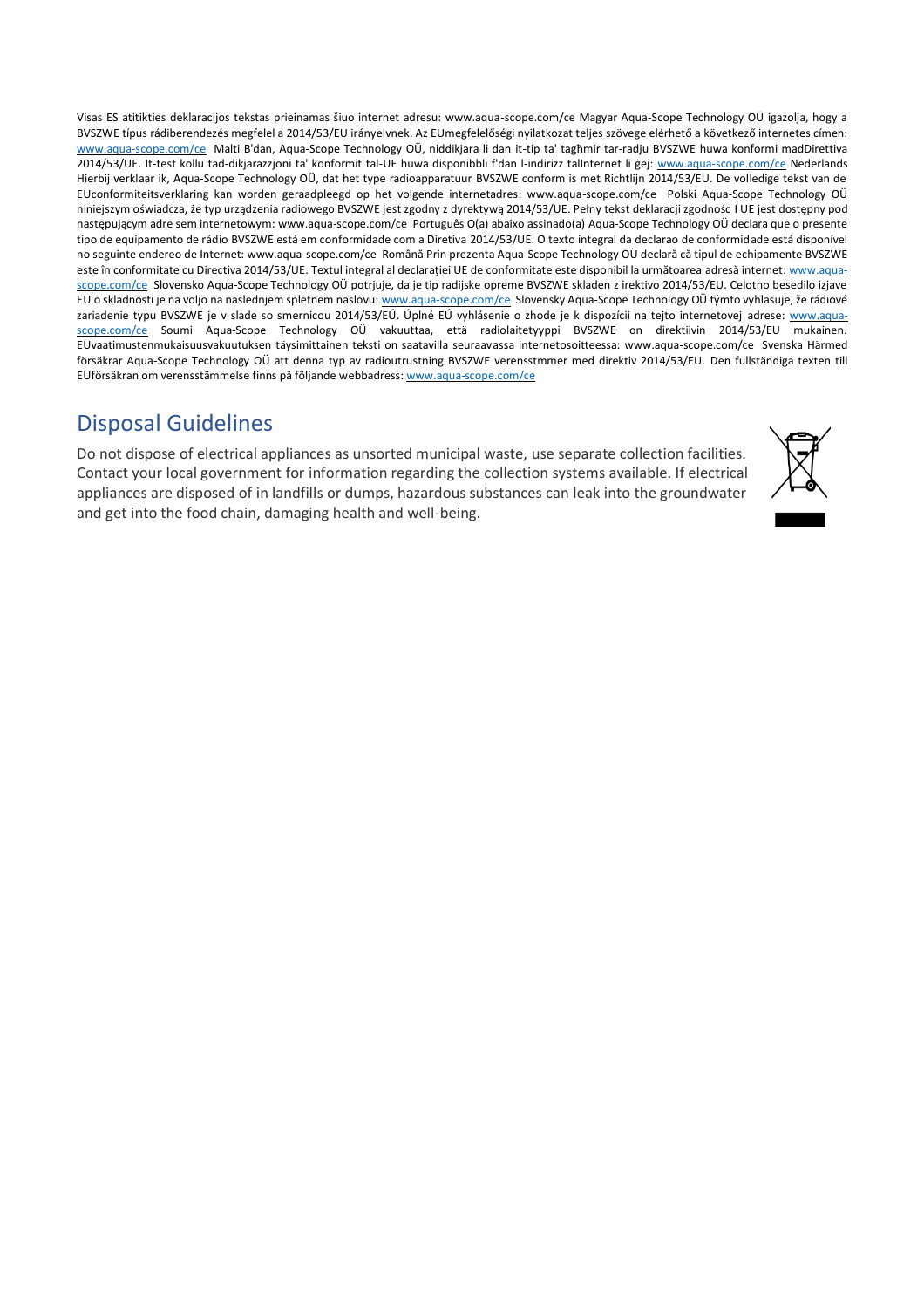Visas ES atitikties deklaracijos tekstas prieinamas šiuo internet adresu: www.aqua-scope.com/ce Magyar Aqua-Scope Technology OÜ igazolja, hogy a BVSZWE típus rádiberendezés megfelel a 2014/53/EU irányelvnek. Az EUmegfelelőségi nyilatkozat teljes szövege elérhető a következő internetes címen: www.aqua-scope.com/ce  Malti B'dan, Aqua-Scope Technology OÜ, niddikjara li dan it-tip ta' tagħmir tar-radju BVSZWE huwa konformi madDirettiva 2014/53/UE. It-test kollu tad-dikjarazzjoni ta' konformit tal-UE huwa disponibbli f'dan l-indirizz talInternet li ġej: www.aqua-scope.com/ce Nederlands Hierbij verklaar ik, Aqua-Scope Technology OÜ, dat het type radioapparatuur BVSZWE conform is met Richtlijn 2014/53/EU. De volledige tekst van de EUconformiteitsverklaring kan worden geraadpleegd op het volgende internetadres: www.aqua-scope.com/ce  Polski Aqua-Scope Technology OÜ niniejszym oświadcza, że typ urządzenia radiowego BVSZWE jest zgodny z dyrektywą 2014/53/UE. Pełny tekst deklaracji zgodnośc I UE jest dostępny pod następującym adre sem internetowym: www.aqua-scope.com/ce  Português O(a) abaixo assinado(a) Aqua-Scope Technology OÜ declara que o presente tipo de equipamento de rádio BVSZWE está em conformidade com a Diretiva 2014/53/UE. O texto integral da declarao de conformidade está disponível no seguinte endereo de Internet: www.aqua-scope.com/ce  Română Prin prezenta Aqua-Scope Technology OÜ declară că tipul de echipamente BVSZWE este în conformitate cu Directiva 2014/53/UE. Textul integral al declarației UE de conformitate este disponibil la următoarea adresă internet: www.aqua-scope.com/ce  Slovensko Aqua-Scope Technology OÜ potrjuje, da je tip radijske opreme BVSZWE skladen z irektivo 2014/53/EU. Celotno besedilo izjave EU o skladnosti je na voljo na naslednjem spletnem naslovu: www.aqua-scope.com/ce  Slovensky Aqua-Scope Technology OÜ týmto vyhlasuje, že rádiové zariadenie typu BVSZWE je v slade so smernicou 2014/53/EÚ. Úplné EÚ vyhlásenie o zhode je k dispozícii na tejto internetovej adrese: www.aqua-scope.com/ce  Soumi Aqua-Scope Technology OÜ vakuuttaa, että radiolaitetyyppi BVSZWE on direktiivin 2014/53/EU mukainen. EUvaatimustenmukaisuusvakuutuksen täysimittainen teksti on saatavilla seuraavassa internetosoitteessa: www.aqua-scope.com/ce  Svenska Härmed försäkrar Aqua-Scope Technology OÜ att denna typ av radioutrustning BVSZWE verensstmmer med direktiv 2014/53/EU. Den fullständiga texten till EUförsäkran om verensstämmelse finns på följande webbadress: www.aqua-scope.com/ce

## Disposal Guidelines

Do not dispose of electrical appliances as unsorted municipal waste, use separate collection facilities. Contact your local government for information regarding the collection systems available. If electrical appliances are disposed of in landfills or dumps, hazardous substances can leak into the groundwater and get into the food chain, damaging health and well-being.